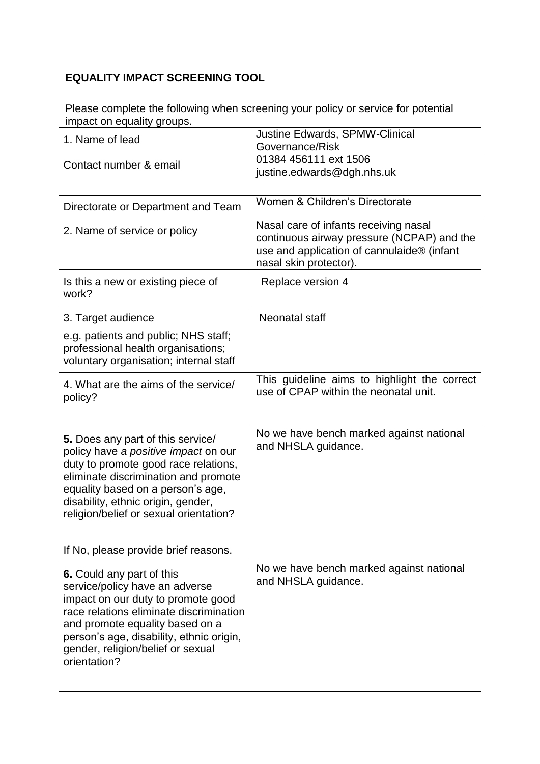## EQUALITY IMPACT SCREENING TOOL

Please complete the following when screening your policy or service for potential impact on equality groups.

| | |
|---|---|
| 1. Name of lead | Justine Edwards, SPMW-Clinical Governance/Risk |
| Contact number & email | 01384 456111 ext 1506<br>justine.edwards@dgh.nhs.uk |
| Directorate or Department and Team | Women & Children's Directorate |
| 2. Name of service or policy | Nasal care of infants receiving nasal continuous airway pressure (NCPAP) and the use and application of cannulaide® (infant nasal skin protector). |
| Is this a new or existing piece of work? | Replace version 4 |
| 3. Target audience<br><br>e.g. patients and public; NHS staff; professional health organisations; voluntary organisation; internal staff | Neonatal staff |
| 4. What are the aims of the service/ policy? | This guideline aims to highlight the correct use of CPAP within the neonatal unit. |
| **5.** Does any part of this service/ policy have *a positive impact* on our duty to promote good race relations, eliminate discrimination and promote equality based on a person's age, disability, ethnic origin, gender, religion/belief or sexual orientation?<br><br>If No, please provide brief reasons. | No we have bench marked against national and NHSLA guidance. |
| **6.** Could any part of this service/policy have an adverse impact on our duty to promote good race relations eliminate discrimination and promote equality based on a person's age, disability, ethnic origin, gender, religion/belief or sexual orientation? | No we have bench marked against national and NHSLA guidance. |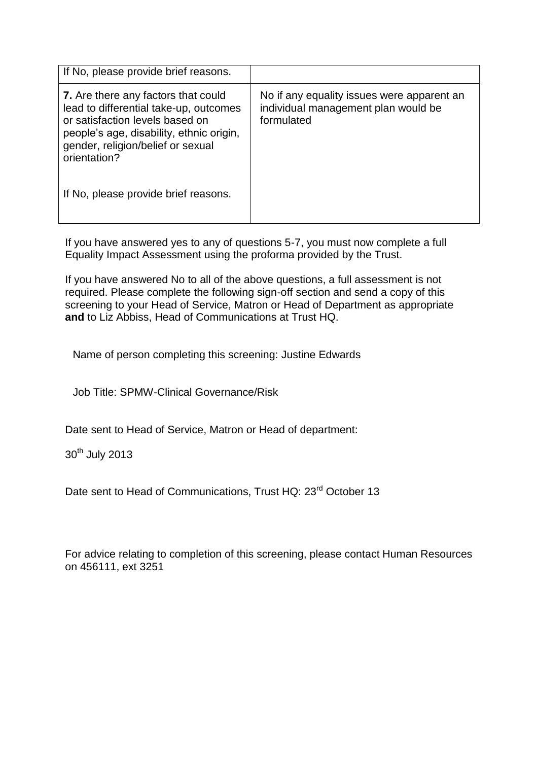| | |
|---|---|
| If No, please provide brief reasons. | |
| **7.** Are there any factors that could lead to differential take-up, outcomes or satisfaction levels based on people's age, disability, ethnic origin, gender, religion/belief or sexual orientation?<br><br>If No, please provide brief reasons. | No if any equality issues were apparent an individual management plan would be formulated |

If you have answered yes to any of questions 5-7, you must now complete a full Equality Impact Assessment using the proforma provided by the Trust.

If you have answered No to all of the above questions, a full assessment is not required. Please complete the following sign-off section and send a copy of this screening to your Head of Service, Matron or Head of Department as appropriate **and** to Liz Abbiss, Head of Communications at Trust HQ.

Name of person completing this screening: Justine Edwards

Job Title: SPMW-Clinical Governance/Risk

Date sent to Head of Service, Matron or Head of department:

30th July 2013

Date sent to Head of Communications, Trust HQ: 23rd October 13

For advice relating to completion of this screening, please contact Human Resources on 456111, ext 3251